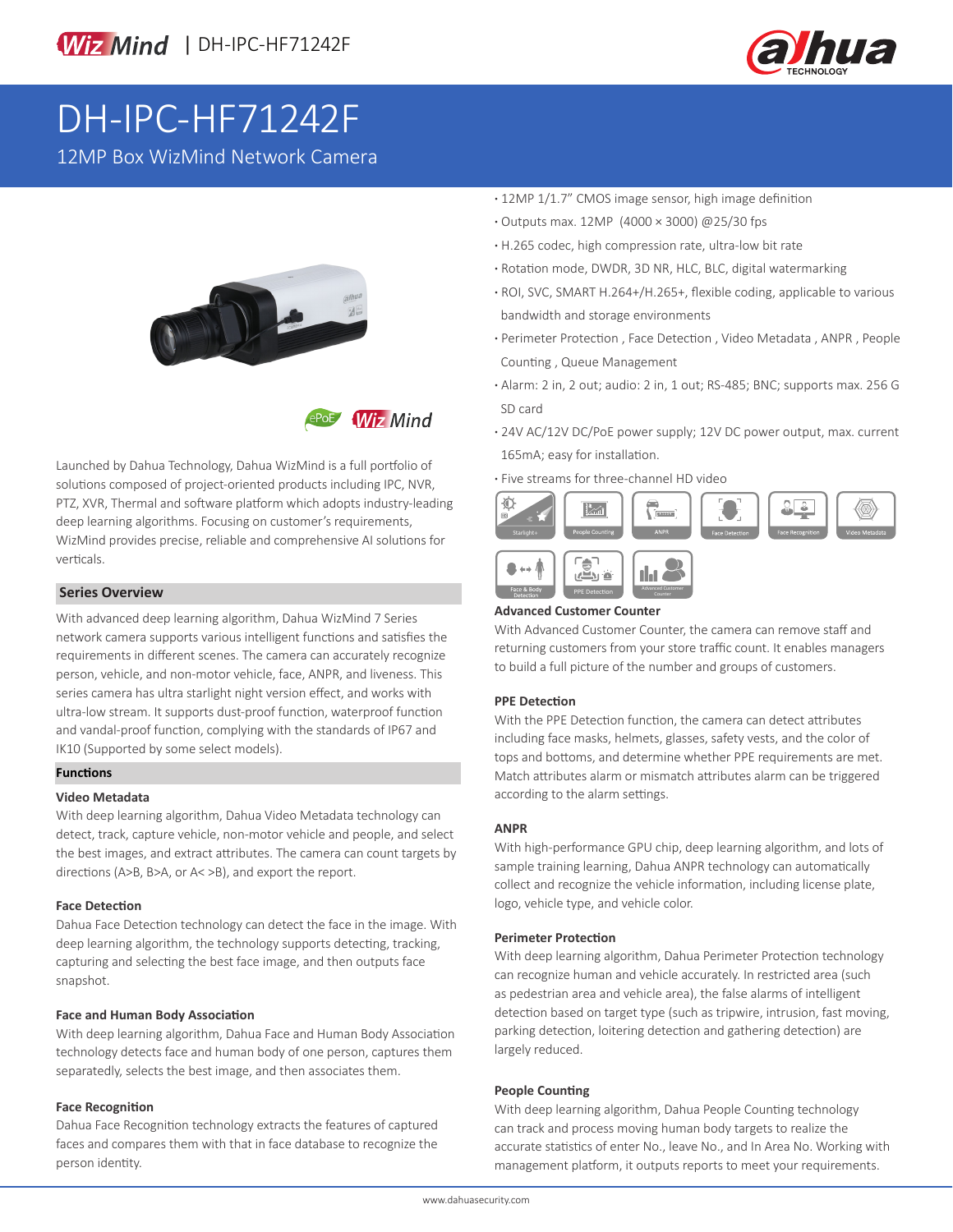# DH-IPC-HF71242F

12MP Box WizMind Network Camera

- 12MP 1/1.7" CMOS image sensor, high image definition
- Outputs max. 12MP (4000 × 3000) @25/30 fps
- H.265 codec, high compression rate, ultra-low bit rate
- Rotation mode, DWDR, 3D NR, HLC, BLC, digital watermarking
- ROI, SVC, SMART H.264+/H.265+, flexible coding, applicable to various bandwidth and storage environments
- Perimeter Protection , Face Detection , Video Metadata , ANPR , People Counting , Queue Management
- Alarm: 2 in, 2 out; audio: 2 in, 1 out; RS-485; BNC; supports max. 256 G SD card
- 24V AC/12V DC/PoE power supply; 12V DC power output, max. current 165mA; easy for installation.
- Five streams for three-channel HD video

Launched by Dahua Technology, Dahua WizMind is a full portfolio of solutions composed of project-oriented products including IPC, NVR, PTZ, XVR, Thermal and software platform which adopts industry-leading deep learning algorithms. Focusing on customer's requirements, WizMind provides precise, reliable and comprehensive AI solutions for verticals.

## Series Overview

With advanced deep learning algorithm, Dahua WizMind 7 Series network camera supports various intelligent functions and satisfies the requirements in different scenes. The camera can accurately recognize person, vehicle, and non-motor vehicle, face, ANPR, and liveness. This series camera has ultra starlight night version effect, and works with ultra-low stream. It supports dust-proof function, waterproof function and vandal-proof function, complying with the standards of IP67 and IK10 (Supported by some select models).

## Functions

### Video Metadata

With deep learning algorithm, Dahua Video Metadata technology can detect, track, capture vehicle, non-motor vehicle and people, and select the best images, and extract attributes. The camera can count targets by directions (A>B, B>A, or A< >B), and export the report.

### Face Detection

Dahua Face Detection technology can detect the face in the image. With deep learning algorithm, the technology supports detecting, tracking, capturing and selecting the best face image, and then outputs face snapshot.

### Face and Human Body Association

With deep learning algorithm, Dahua Face and Human Body Association technology detects face and human body of one person, captures them separatedly, selects the best image, and then associates them.

### Face Recognition

Dahua Face Recognition technology extracts the features of captured faces and compares them with that in face database to recognize the person identity.

### Advanced Customer Counter

With Advanced Customer Counter, the camera can remove staff and returning customers from your store traffic count. It enables managers to build a full picture of the number and groups of customers.

### PPE Detection

With the PPE Detection function, the camera can detect attributes including face masks, helmets, glasses, safety vests, and the color of tops and bottoms, and determine whether PPE requirements are met. Match attributes alarm or mismatch attributes alarm can be triggered according to the alarm settings.

### ANPR

With high-performance GPU chip, deep learning algorithm, and lots of sample training learning, Dahua ANPR technology can automatically collect and recognize the vehicle information, including license plate, logo, vehicle type, and vehicle color.

### Perimeter Protection

With deep learning algorithm, Dahua Perimeter Protection technology can recognize human and vehicle accurately. In restricted area (such as pedestrian area and vehicle area), the false alarms of intelligent detection based on target type (such as tripwire, intrusion, fast moving, parking detection, loitering detection and gathering detection) are largely reduced.

### People Counting

With deep learning algorithm, Dahua People Counting technology can track and process moving human body targets to realize the accurate statistics of enter No., leave No., and In Area No. Working with management platform, it outputs reports to meet your requirements.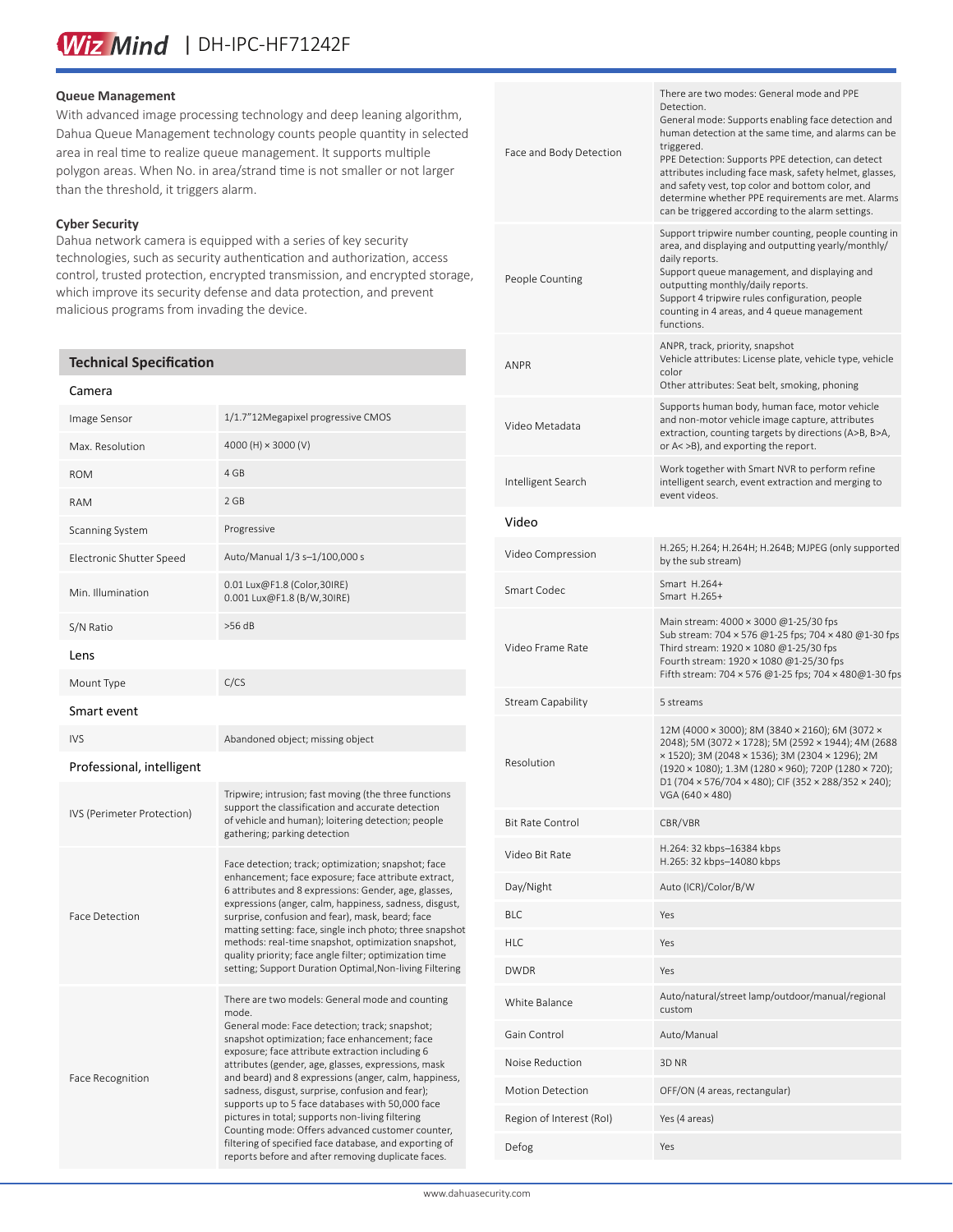### Queue Management

With advanced image processing technology and deep leaning algorithm, Dahua Queue Management technology counts people quantity in selected area in real time to realize queue management. It supports multiple polygon areas. When No. in area/strand time is not smaller or not larger than the threshold, it triggers alarm.

### Cyber Security

Dahua network camera is equipped with a series of key security technologies, such as security authentication and authorization, access control, trusted protection, encrypted transmission, and encrypted storage, which improve its security defense and data protection, and prevent malicious programs from invading the device.

## Technical Specification

| Camera | |
|---|---|
| Image Sensor | 1/1.7"12Megapixel progressive CMOS |
| Max. Resolution | 4000 (H) × 3000 (V) |
| ROM | 4 GB |
| RAM | 2 GB |
| Scanning System | Progressive |
| Electronic Shutter Speed | Auto/Manual 1/3 s–1/100,000 s |
| Min. Illumination | 0.01 Lux@F1.8 (Color,30IRE)<br>0.001 Lux@F1.8 (B/W,30IRE) |
| S/N Ratio | >56 dB |
| **Lens** | |
| Mount Type | C/CS |
| **Smart event** | |
| IVS | Abandoned object; missing object |
| **Professional, intelligent** | |
| IVS (Perimeter Protection) | Tripwire; intrusion; fast moving (the three functions support the classification and accurate detection of vehicle and human); loitering detection; people gathering; parking detection |
| Face Detection | Face detection; track; optimization; snapshot; face enhancement; face exposure; face attribute extract, 6 attributes and 8 expressions: Gender, age, glasses, expressions (anger, calm, happiness, sadness, disgust, surprise, confusion and fear), mask, beard; face matting setting: face, single inch photo; three snapshot methods: real-time snapshot, optimization snapshot, quality priority; face angle filter; optimization time setting; Support Duration Optimal,Non-living Filtering |
| Face Recognition | There are two models: General mode and counting mode.<br>General mode: Face detection; track; snapshot; snapshot optimization; face enhancement; face exposure; face attribute extraction including 6 attributes (gender, age, glasses, expressions, mask and beard) and 8 expressions (anger, calm, happiness, sadness, disgust, surprise, confusion and fear); supports up to 5 face databases with 50,000 face pictures in total; supports non-living filtering<br>Counting mode: Offers advanced customer counter, filtering of specified face database, and exporting of reports before and after removing duplicate faces. |
| Face and Body Detection | There are two modes: General mode and PPE Detection.<br>General mode: Supports enabling face detection and human detection at the same time, and alarms can be triggered.<br>PPE Detection: Supports PPE detection, can detect attributes including face mask, safety helmet, glasses, and safety vest, top color and bottom color, and determine whether PPE requirements are met. Alarms can be triggered according to the alarm settings. |
| People Counting | Support tripwire number counting, people counting in area, and displaying and outputting yearly/monthly/daily reports.<br>Support queue management, and displaying and outputting monthly/daily reports.<br>Support 4 tripwire rules configuration, people counting in 4 areas, and 4 queue management functions. |
| ANPR | ANPR, track, priority, snapshot<br>Vehicle attributes: License plate, vehicle type, vehicle color<br>Other attributes: Seat belt, smoking, phoning |
| Video Metadata | Supports human body, human face, motor vehicle and non-motor vehicle image capture, attributes extraction, counting targets by directions (A>B, B>A, or A< >B), and exporting the report. |
| Intelligent Search | Work together with Smart NVR to perform refine intelligent search, event extraction and merging to event videos. |
| **Video** | |
| Video Compression | H.265; H.264; H.264H; H.264B; MJPEG (only supported by the sub stream) |
| Smart Codec | Smart H.264+<br>Smart H.265+ |
| Video Frame Rate | Main stream: 4000 × 3000 @1-25/30 fps<br>Sub stream: 704 × 576 @1-25 fps; 704 × 480 @1-30 fps<br>Third stream: 1920 × 1080 @1-25/30 fps<br>Fourth stream: 1920 × 1080 @1-25/30 fps<br>Fifth stream: 704 × 576 @1-25 fps; 704 × 480@1-30 fps |
| Stream Capability | 5 streams |
| Resolution | 12M (4000 × 3000); 8M (3840 × 2160); 6M (3072 × 2048); 5M (3072 × 1728); 5M (2592 × 1944); 4M (2688 × 1520); 3M (2048 × 1536); 3M (2304 × 1296); 2M (1920 × 1080); 1.3M (1280 × 960); 720P (1280 × 720); D1 (704 × 576/704 × 480); CIF (352 × 288/352 × 240); VGA (640 × 480) |
| Bit Rate Control | CBR/VBR |
| Video Bit Rate | H.264: 32 kbps–16384 kbps<br>H.265: 32 kbps–14080 kbps |
| Day/Night | Auto (ICR)/Color/B/W |
| BLC | Yes |
| HLC | Yes |
| DWDR | Yes |
| White Balance | Auto/natural/street lamp/outdoor/manual/regional custom |
| Gain Control | Auto/Manual |
| Noise Reduction | 3D NR |
| Motion Detection | OFF/ON (4 areas, rectangular) |
| Region of Interest (RoI) | Yes (4 areas) |
| Defog | Yes |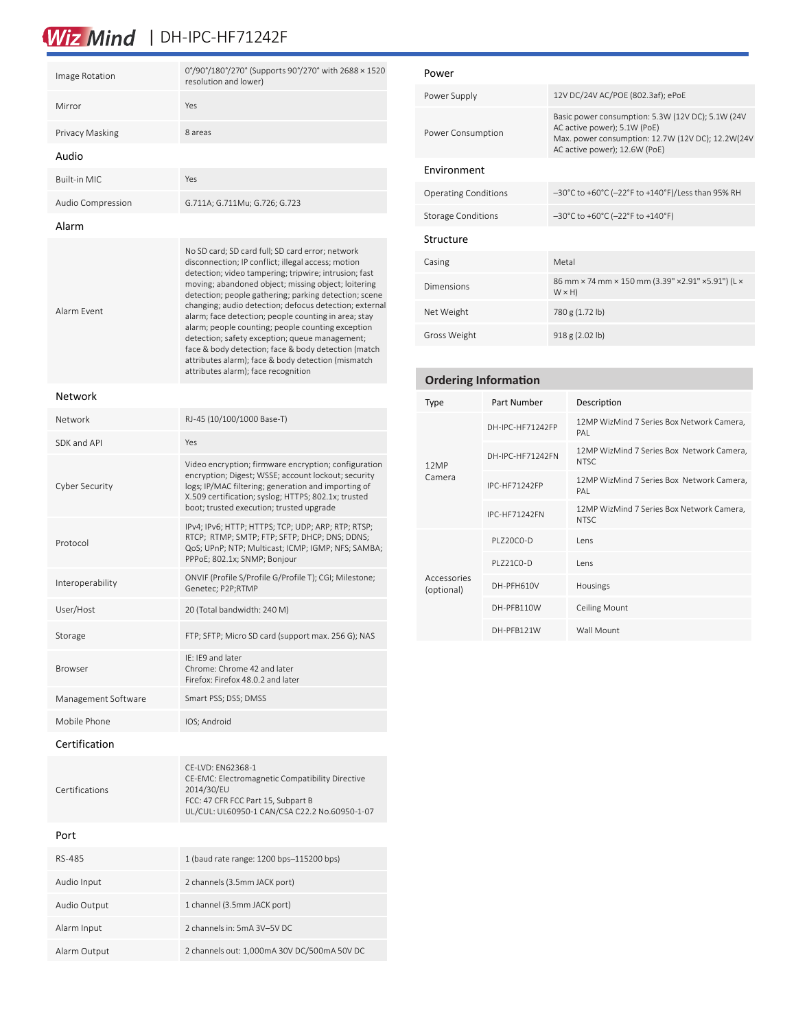| | |
|---|---|
| Image Rotation | 0°/90°/180°/270° (Supports 90°/270° with 2688 × 1520 resolution and lower) |
| Mirror | Yes |
| Privacy Masking | 8 areas |

### Audio

| | |
|---|---|
| Built-in MIC | Yes |
| Audio Compression | G.711A; G.711Mu; G.726; G.723 |

### Alarm

| | |
|---|---|
| Alarm Event | No SD card; SD card full; SD card error; network disconnection; IP conflict; illegal access; motion detection; video tampering; tripwire; intrusion; fast moving; abandoned object; missing object; loitering detection; people gathering; parking detection; scene changing; audio detection; defocus detection; external alarm; face detection; people counting in area; stay alarm; people counting; people counting exception detection; safety exception; queue management; face & body detection; face & body detection (match attributes alarm); face & body detection (mismatch attributes alarm); face recognition |

### Network

| | |
|---|---|
| Network | RJ-45 (10/100/1000 Base-T) |
| SDK and API | Yes |
| Cyber Security | Video encryption; firmware encryption; configuration encryption; Digest; WSSE; account lockout; security logs; IP/MAC filtering; generation and importing of X.509 certification; syslog; HTTPS; 802.1x; trusted boot; trusted execution; trusted upgrade |
| Protocol | IPv4; IPv6; HTTP; HTTPS; TCP; UDP; ARP; RTP; RTSP; RTCP; RTMP; SMTP; FTP; SFTP; DHCP; DNS; DDNS; QoS; UPnP; NTP; Multicast; ICMP; IGMP; NFS; SAMBA; PPPoE; 802.1x; SNMP; Bonjour |
| Interoperability | ONVIF (Profile S/Profile G/Profile T); CGI; Milestone; Genetec; P2P;RTMP |
| User/Host | 20 (Total bandwidth: 240 M) |
| Storage | FTP; SFTP; Micro SD card (support max. 256 G); NAS |
| Browser | IE: IE9 and later<br>Chrome: Chrome 42 and later<br>Firefox: Firefox 48.0.2 and later |
| Management Software | Smart PSS; DSS; DMSS |
| Mobile Phone | IOS; Android |

### Certification

| | |
|---|---|
| Certifications | CE-LVD: EN62368-1<br>CE-EMC: Electromagnetic Compatibility Directive 2014/30/EU<br>FCC: 47 CFR FCC Part 15, Subpart B<br>UL/CUL: UL60950-1 CAN/CSA C22.2 No.60950-1-07 |

### Port

| | |
|---|---|
| RS-485 | 1 (baud rate range: 1200 bps–115200 bps) |
| Audio Input | 2 channels (3.5mm JACK port) |
| Audio Output | 1 channel (3.5mm JACK port) |
| Alarm Input | 2 channels in: 5mA 3V–5V DC |
| Alarm Output | 2 channels out: 1,000mA 30V DC/500mA 50V DC |

### Power

| | |
|---|---|
| Power Supply | 12V DC/24V AC/POE (802.3af); ePoE |
| Power Consumption | Basic power consumption: 5.3W (12V DC); 5.1W (24V AC active power); 5.1W (PoE)<br>Max. power consumption: 12.7W (12V DC); 12.2W(24V AC active power); 12.6W (PoE) |

### Environment

| | |
|---|---|
| Operating Conditions | –30°C to +60°C (–22°F to +140°F)/Less than 95% RH |
| Storage Conditions | –30°C to +60°C (–22°F to +140°F) |

### Structure

| | |
|---|---|
| Casing | Metal |
| Dimensions | 86 mm × 74 mm × 150 mm (3.39" ×2.91" ×5.91") (L × W × H) |
| Net Weight | 780 g (1.72 lb) |
| Gross Weight | 918 g (2.02 lb) |

## Ordering Information

| Type | Part Number | Description |
|---|---|---|
| 12MP Camera | DH-IPC-HF71242FP | 12MP WizMind 7 Series Box Network Camera, PAL |
| | DH-IPC-HF71242FN | 12MP WizMind 7 Series Box Network Camera, NTSC |
| | IPC-HF71242FP | 12MP WizMind 7 Series Box Network Camera, PAL |
| | IPC-HF71242FN | 12MP WizMind 7 Series Box Network Camera, NTSC |
| Accessories (optional) | PLZ20C0-D | Lens |
| | PLZ21C0-D | Lens |
| | DH-PFH610V | Housings |
| | DH-PFB110W | Ceiling Mount |
| | DH-PFB121W | Wall Mount |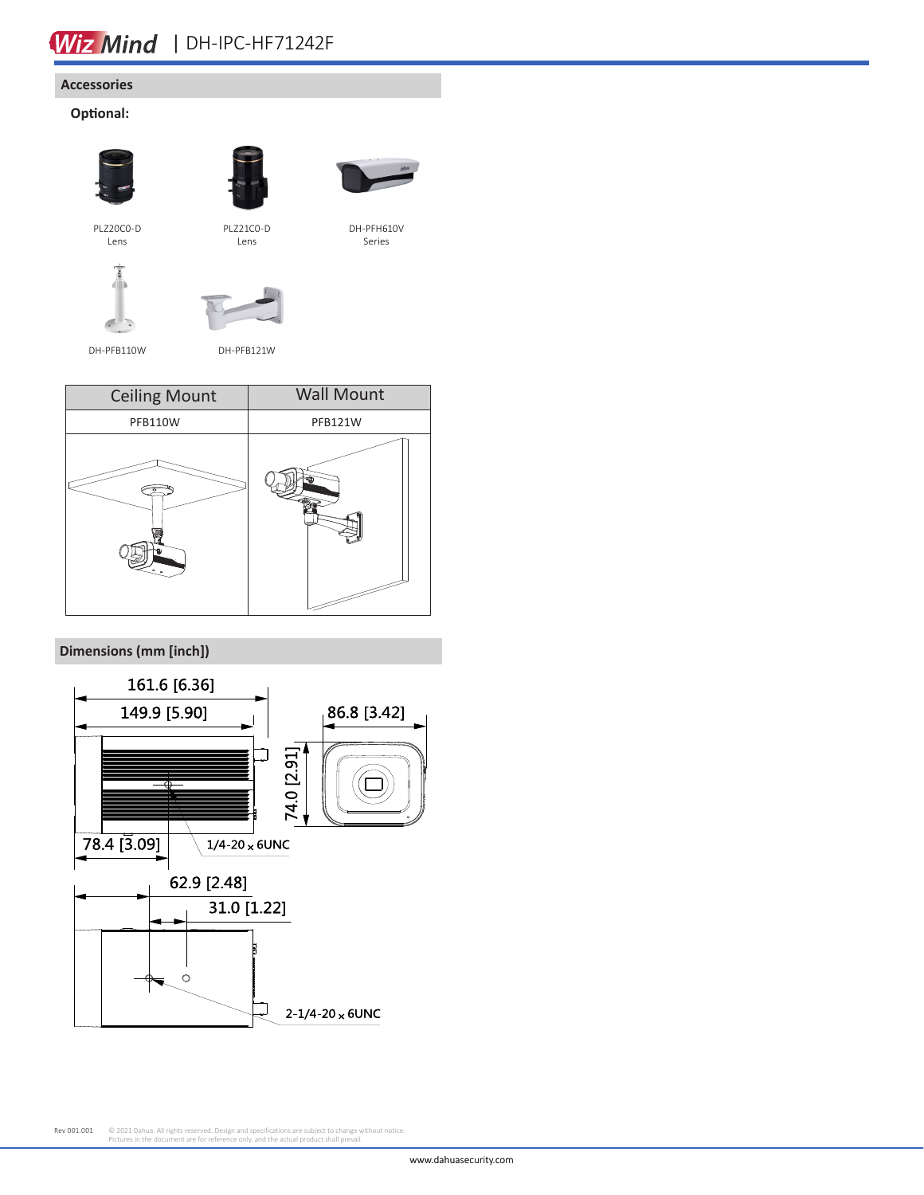## Accessories

**Optional:**

PLZ20C0-D
Lens

PLZ21C0-D
Lens

DH-PFH610V
Series

DH-PFB110W

DH-PFB121W

| Ceiling Mount | Wall Mount |
|---|---|
| PFB110W | PFB121W |

## Dimensions (mm [inch])

161.6 [6.36]

149.9 [5.90]

86.8 [3.42]

74.0 [2.91]

78.4 [3.09]

1/4-20 x 6UNC

62.9 [2.48]

31.0 [1.22]

2-1/4-20 x 6UNC

Rev 001.001 © 2021 Dahua. All rights reserved. Design and specifications are subject to change without notice.
Pictures in the document are for reference only, and the actual product shall prevail.